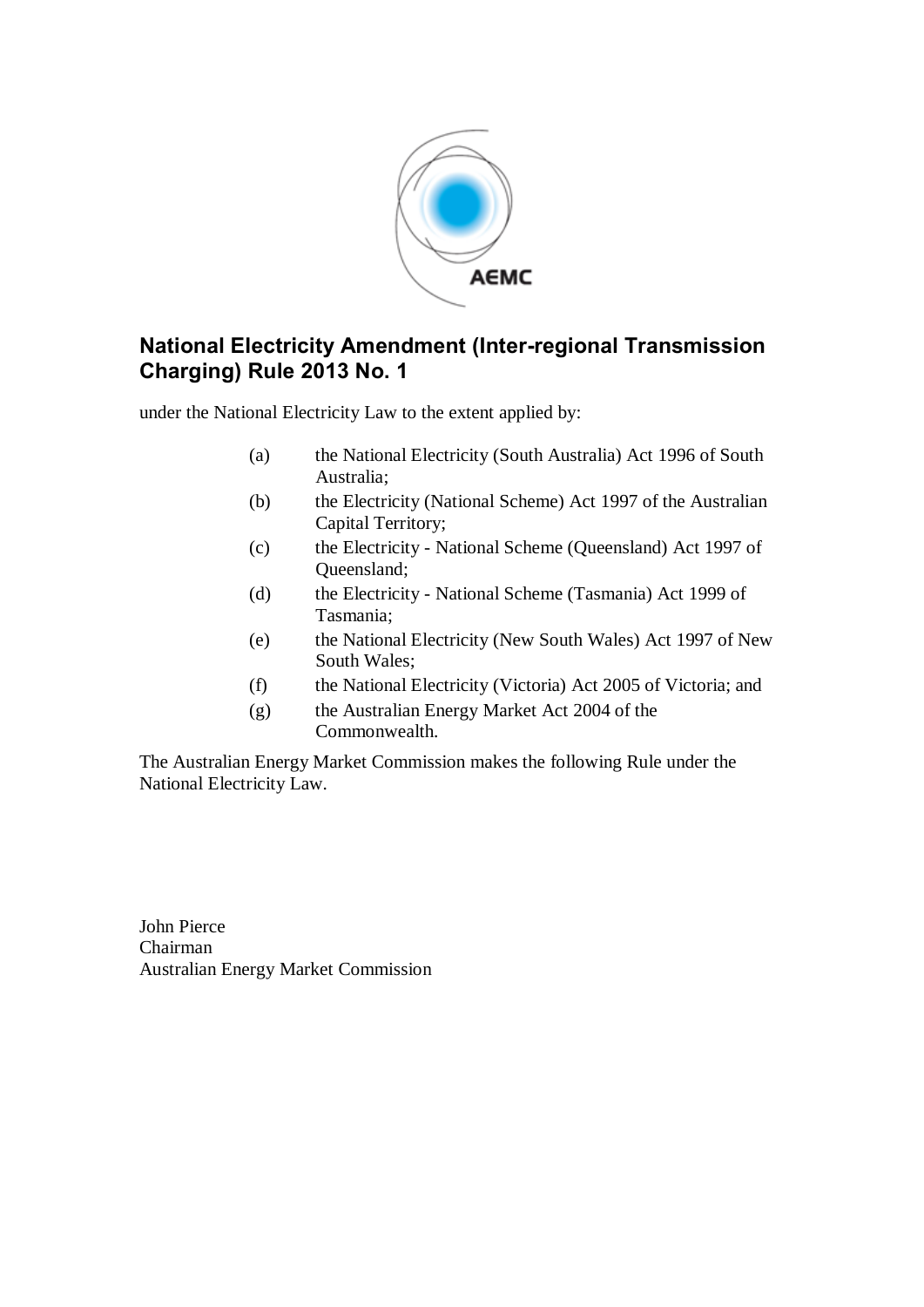# National Electricity Amendment (Inter-regional Transmission Charging) Rule 2013 No. 1

under the National Electricity Law to the extent applied by:

(a) the National Electricity (South Australia) Act 1996 of South Australia;

(b) the Electricity (National Scheme) Act 1997 of the Australian Capital Territory;

(c) the Electricity - National Scheme (Queensland) Act 1997 of Queensland;

(d) the Electricity - National Scheme (Tasmania) Act 1999 of Tasmania;

(e) the National Electricity (New South Wales) Act 1997 of New South Wales;

(f) the National Electricity (Victoria) Act 2005 of Victoria; and

(g) the Australian Energy Market Act 2004 of the Commonwealth.

The Australian Energy Market Commission makes the following Rule under the National Electricity Law.

John Pierce
Chairman
Australian Energy Market Commission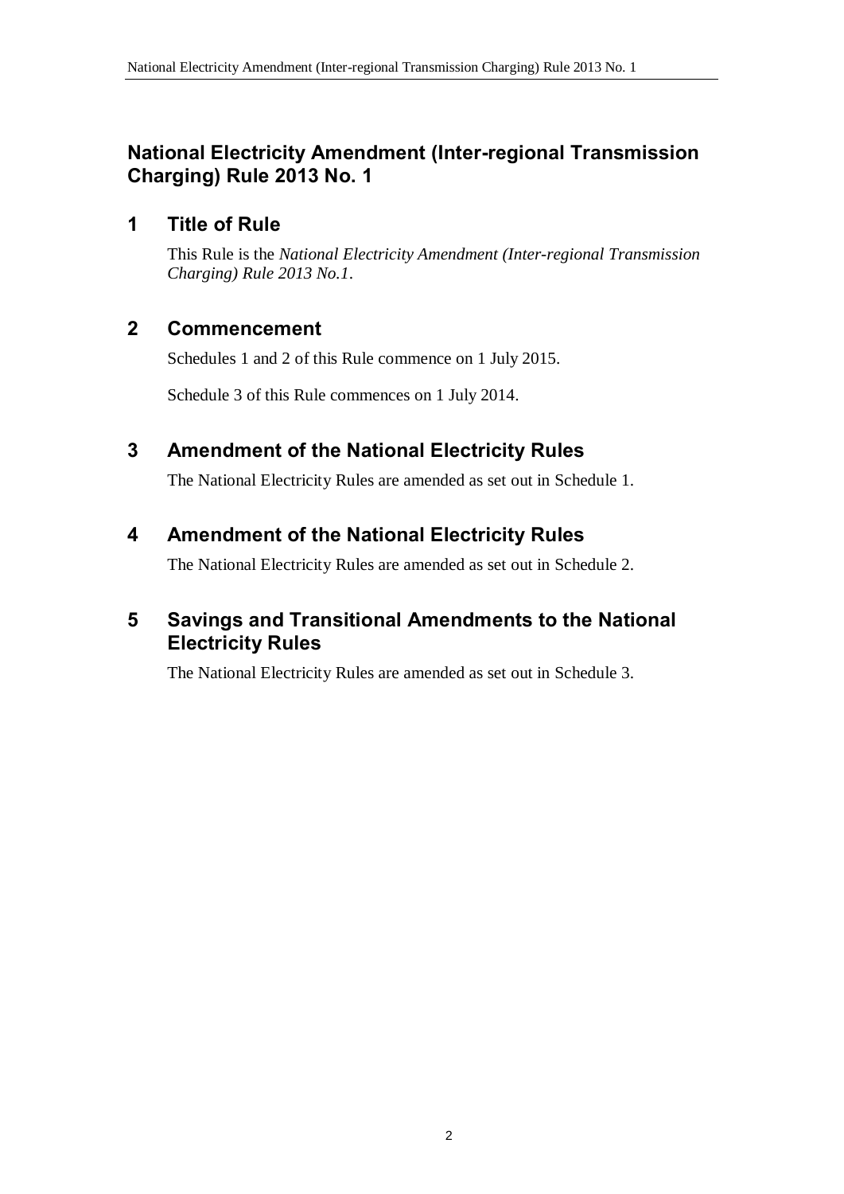## National Electricity Amendment (Inter-regional Transmission Charging) Rule 2013 No. 1

### 1 Title of Rule

This Rule is the *National Electricity Amendment (Inter-regional Transmission Charging) Rule 2013 No.1*.

### 2 Commencement

Schedules 1 and 2 of this Rule commence on 1 July 2015.

Schedule 3 of this Rule commences on 1 July 2014.

### 3 Amendment of the National Electricity Rules

The National Electricity Rules are amended as set out in Schedule 1.

### 4 Amendment of the National Electricity Rules

The National Electricity Rules are amended as set out in Schedule 2.

### 5 Savings and Transitional Amendments to the National Electricity Rules

The National Electricity Rules are amended as set out in Schedule 3.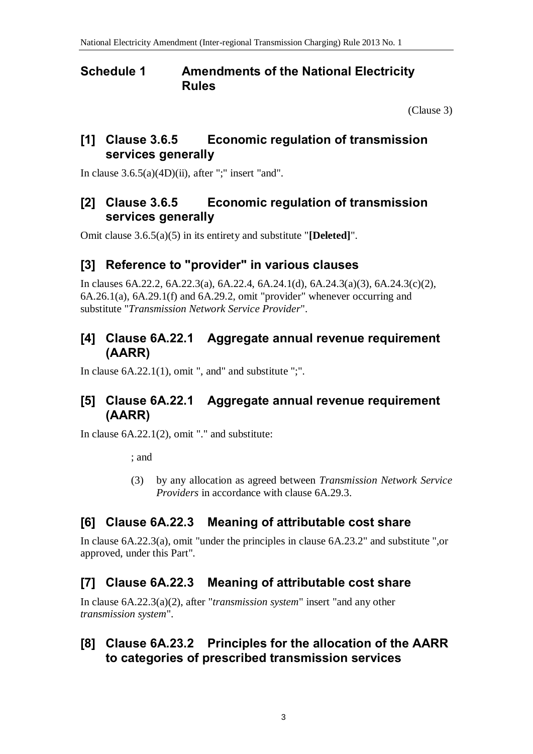# Schedule 1 Amendments of the National Electricity Rules

(Clause 3)

## [1] Clause 3.6.5 Economic regulation of transmission services generally

In clause 3.6.5(a)(4D)(ii), after ";" insert "and".

## [2] Clause 3.6.5 Economic regulation of transmission services generally

Omit clause 3.6.5(a)(5) in its entirety and substitute "**[Deleted]**".

## [3] Reference to "provider" in various clauses

In clauses 6A.22.2, 6A.22.3(a), 6A.22.4, 6A.24.1(d), 6A.24.3(a)(3), 6A.24.3(c)(2), 6A.26.1(a), 6A.29.1(f) and 6A.29.2, omit "provider" whenever occurring and substitute "*Transmission Network Service Provider*".

## [4] Clause 6A.22.1 Aggregate annual revenue requirement (AARR)

In clause 6A.22.1(1), omit ", and" and substitute ";".

## [5] Clause 6A.22.1 Aggregate annual revenue requirement (AARR)

In clause 6A.22.1(2), omit "." and substitute:

> ; and
>
> (3) by any allocation as agreed between *Transmission Network Service Providers* in accordance with clause 6A.29.3.

## [6] Clause 6A.22.3 Meaning of attributable cost share

In clause 6A.22.3(a), omit "under the principles in clause 6A.23.2" and substitute ",or approved, under this Part".

## [7] Clause 6A.22.3 Meaning of attributable cost share

In clause 6A.22.3(a)(2), after "*transmission system*" insert "and any other *transmission system*".

## [8] Clause 6A.23.2 Principles for the allocation of the AARR to categories of prescribed transmission services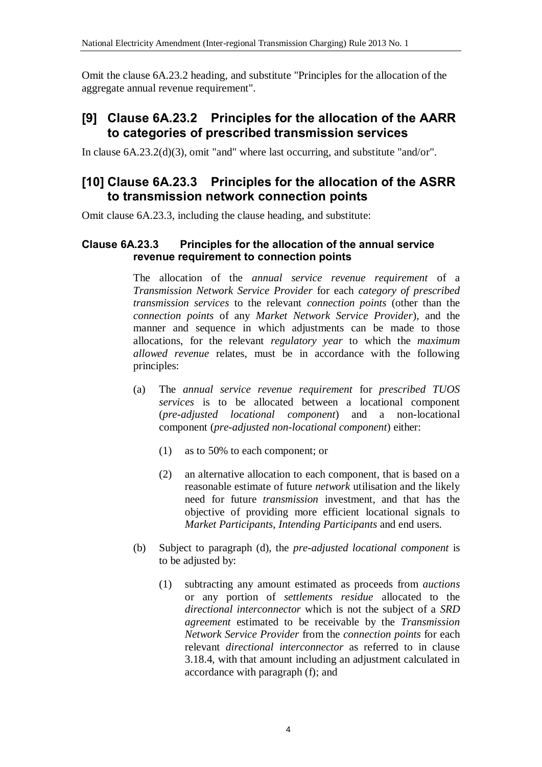Omit the clause 6A.23.2 heading, and substitute "Principles for the allocation of the aggregate annual revenue requirement".

## [9] Clause 6A.23.2 Principles for the allocation of the AARR to categories of prescribed transmission services

In clause 6A.23.2(d)(3), omit "and" where last occurring, and substitute "and/or".

## [10] Clause 6A.23.3 Principles for the allocation of the ASRR to transmission network connection points

Omit clause 6A.23.3, including the clause heading, and substitute:

### Clause 6A.23.3 Principles for the allocation of the annual service revenue requirement to connection points

The allocation of the *annual service revenue requirement* of a *Transmission Network Service Provider* for each *category of prescribed transmission services* to the relevant *connection points* (other than the *connection points* of any *Market Network Service Provider*), and the manner and sequence in which adjustments can be made to those allocations, for the relevant *regulatory year* to which the *maximum allowed revenue* relates, must be in accordance with the following principles:

(a) The *annual service revenue requirement* for *prescribed TUOS services* is to be allocated between a locational component (*pre-adjusted locational component*) and a non-locational component (*pre-adjusted non-locational component*) either:

(1) as to 50% to each component; or

(2) an alternative allocation to each component, that is based on a reasonable estimate of future *network* utilisation and the likely need for future *transmission* investment, and that has the objective of providing more efficient locational signals to *Market Participants*, *Intending Participants* and end users.

(b) Subject to paragraph (d), the *pre-adjusted locational component* is to be adjusted by:

(1) subtracting any amount estimated as proceeds from *auctions* or any portion of *settlements residue* allocated to the *directional interconnector* which is not the subject of a *SRD agreement* estimated to be receivable by the *Transmission Network Service Provider* from the *connection points* for each relevant *directional interconnector* as referred to in clause 3.18.4, with that amount including an adjustment calculated in accordance with paragraph (f); and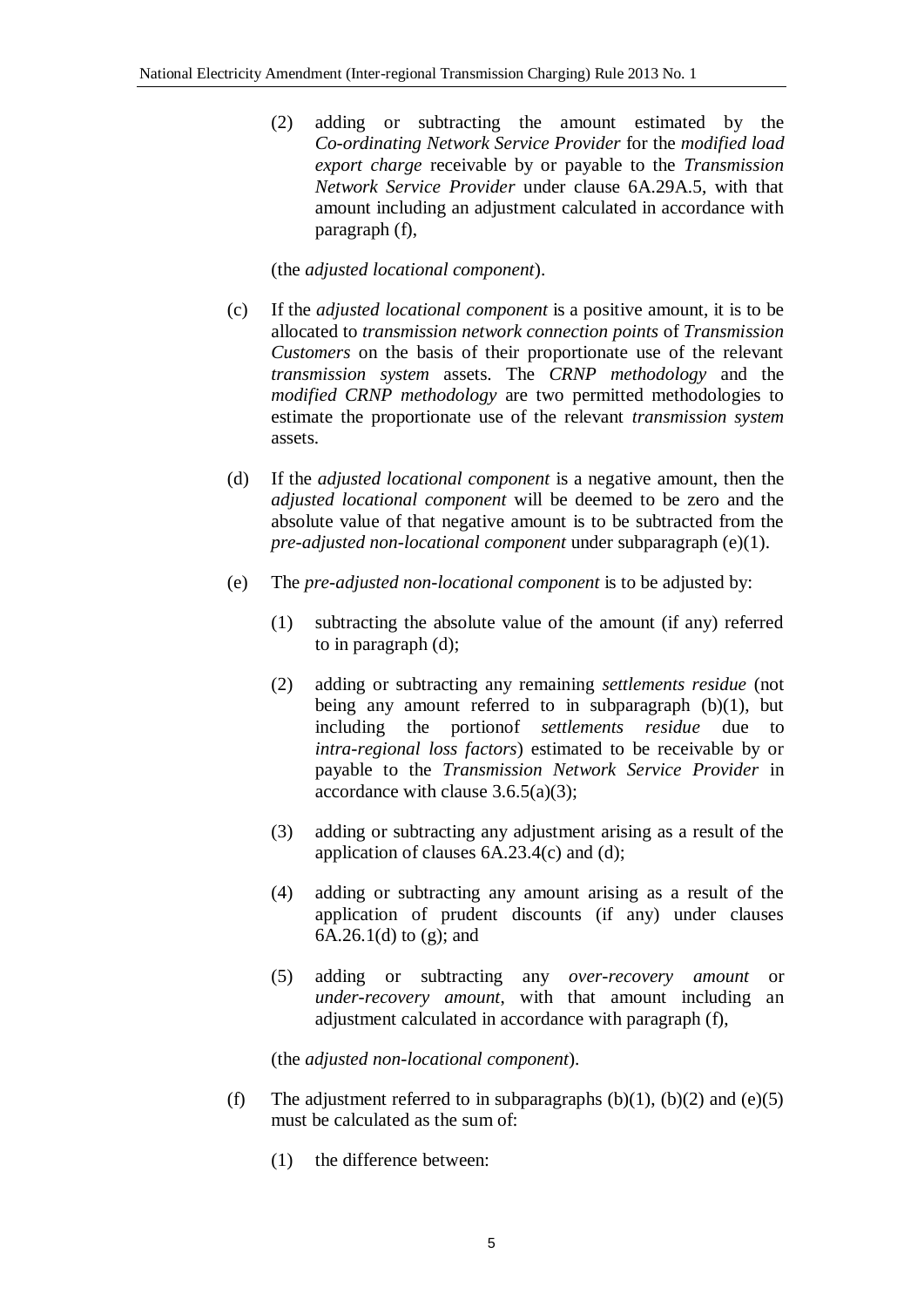(2) adding or subtracting the amount estimated by the *Co-ordinating Network Service Provider* for the *modified load export charge* receivable by or payable to the *Transmission Network Service Provider* under clause 6A.29A.5, with that amount including an adjustment calculated in accordance with paragraph (f),

(the *adjusted locational component*).

(c) If the *adjusted locational component* is a positive amount, it is to be allocated to *transmission network connection points* of *Transmission Customers* on the basis of their proportionate use of the relevant *transmission system* assets. The *CRNP methodology* and the *modified CRNP methodology* are two permitted methodologies to estimate the proportionate use of the relevant *transmission system* assets.

(d) If the *adjusted locational component* is a negative amount, then the *adjusted locational component* will be deemed to be zero and the absolute value of that negative amount is to be subtracted from the *pre-adjusted non-locational component* under subparagraph (e)(1).

(e) The *pre-adjusted non-locational component* is to be adjusted by:

(1) subtracting the absolute value of the amount (if any) referred to in paragraph (d);

(2) adding or subtracting any remaining *settlements residue* (not being any amount referred to in subparagraph (b)(1), but including the portionof *settlements residue* due to *intra-regional loss factors*) estimated to be receivable by or payable to the *Transmission Network Service Provider* in accordance with clause 3.6.5(a)(3);

(3) adding or subtracting any adjustment arising as a result of the application of clauses 6A.23.4(c) and (d);

(4) adding or subtracting any amount arising as a result of the application of prudent discounts (if any) under clauses 6A.26.1(d) to (g); and

(5) adding or subtracting any *over-recovery amount* or *under-recovery amount*, with that amount including an adjustment calculated in accordance with paragraph (f),

(the *adjusted non-locational component*).

(f) The adjustment referred to in subparagraphs (b)(1), (b)(2) and (e)(5) must be calculated as the sum of:

(1) the difference between: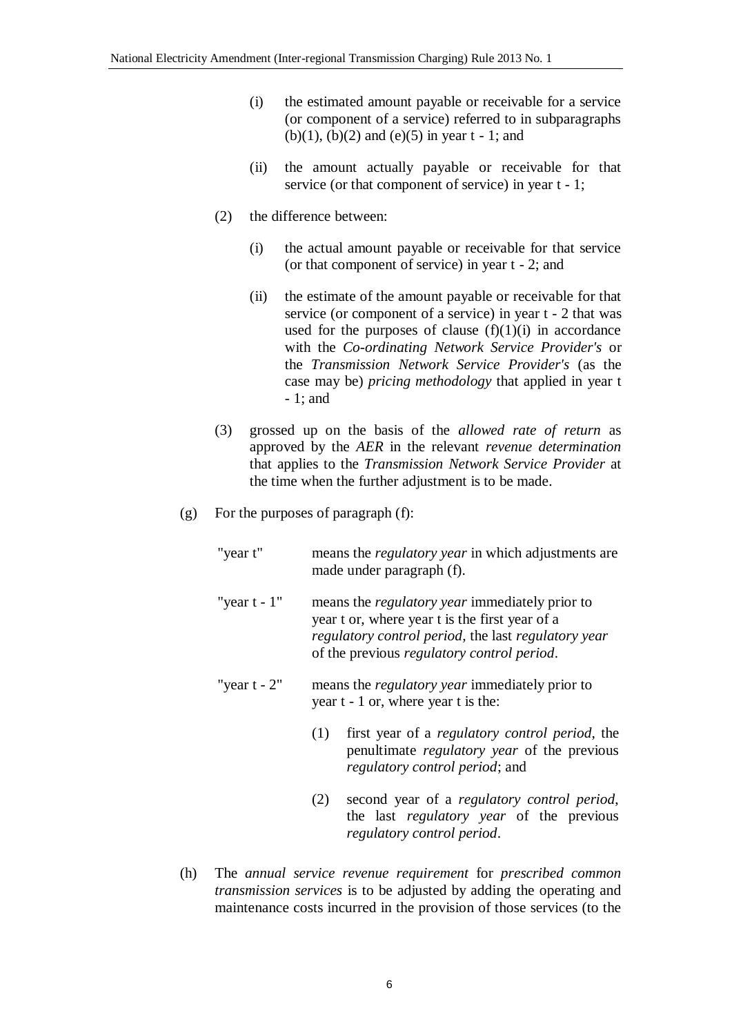(i) the estimated amount payable or receivable for a service (or component of a service) referred to in subparagraphs (b)(1), (b)(2) and (e)(5) in year t - 1; and

(ii) the amount actually payable or receivable for that service (or that component of service) in year t - 1;

(2) the difference between:

(i) the actual amount payable or receivable for that service (or that component of service) in year t - 2; and

(ii) the estimate of the amount payable or receivable for that service (or component of a service) in year t - 2 that was used for the purposes of clause (f)(1)(i) in accordance with the *Co-ordinating Network Service Provider's* or the *Transmission Network Service Provider's* (as the case may be) *pricing methodology* that applied in year t - 1; and

(3) grossed up on the basis of the *allowed rate of return* as approved by the *AER* in the relevant *revenue determination* that applies to the *Transmission Network Service Provider* at the time when the further adjustment is to be made.

(g) For the purposes of paragraph (f):

"year t" means the *regulatory year* in which adjustments are made under paragraph (f).

"year t - 1" means the *regulatory year* immediately prior to year t or, where year t is the first year of a *regulatory control period*, the last *regulatory year* of the previous *regulatory control period*.

"year t - 2" means the *regulatory year* immediately prior to year t - 1 or, where year t is the:

(1) first year of a *regulatory control period*, the penultimate *regulatory year* of the previous *regulatory control period*; and

(2) second year of a *regulatory control period*, the last *regulatory year* of the previous *regulatory control period*.

(h) The *annual service revenue requirement* for *prescribed common transmission services* is to be adjusted by adding the operating and maintenance costs incurred in the provision of those services (to the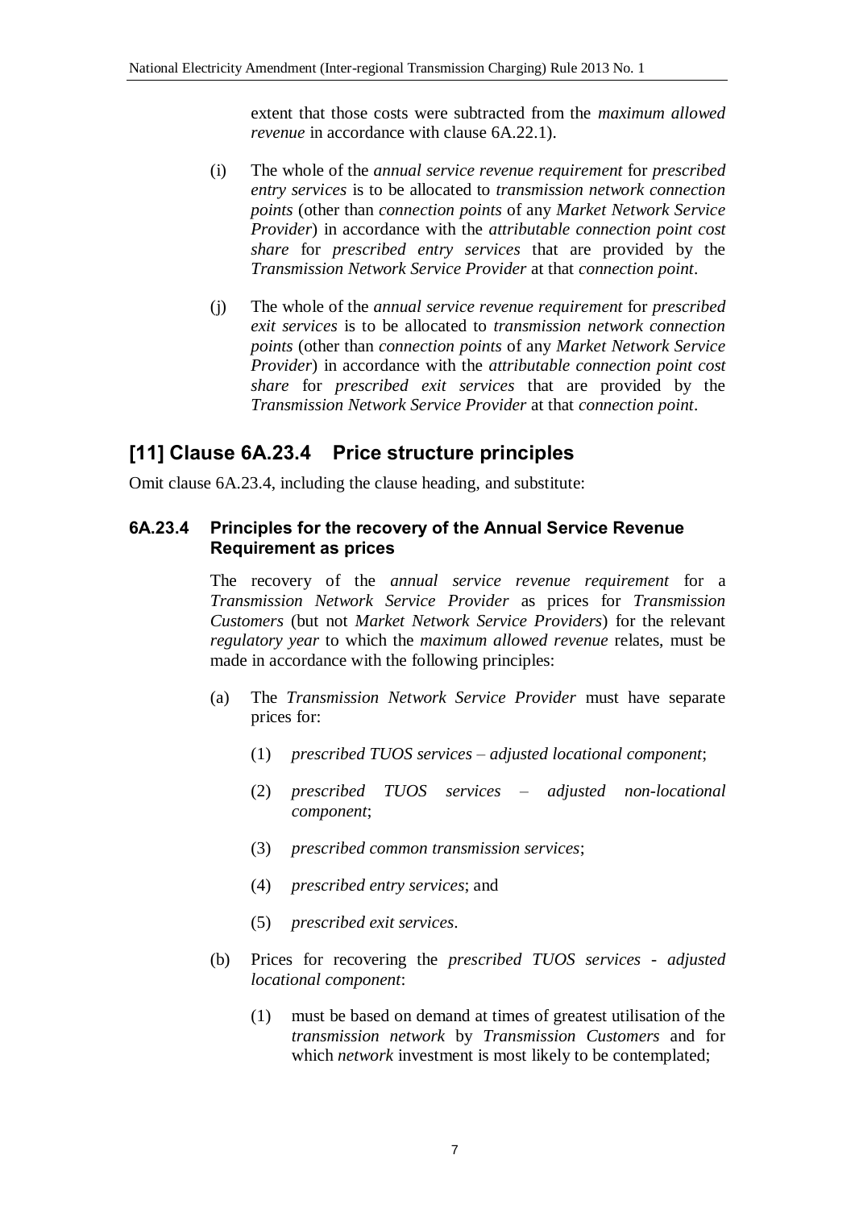extent that those costs were subtracted from the *maximum allowed revenue* in accordance with clause 6A.22.1).

(i) The whole of the *annual service revenue requirement* for *prescribed entry services* is to be allocated to *transmission network connection points* (other than *connection points* of any *Market Network Service Provider*) in accordance with the *attributable connection point cost share* for *prescribed entry services* that are provided by the *Transmission Network Service Provider* at that *connection point*.

(j) The whole of the *annual service revenue requirement* for *prescribed exit services* is to be allocated to *transmission network connection points* (other than *connection points* of any *Market Network Service Provider*) in accordance with the *attributable connection point cost share* for *prescribed exit services* that are provided by the *Transmission Network Service Provider* at that *connection point*.

## [11] Clause 6A.23.4 Price structure principles

Omit clause 6A.23.4, including the clause heading, and substitute:

### 6A.23.4 Principles for the recovery of the Annual Service Revenue Requirement as prices

The recovery of the *annual service revenue requirement* for a *Transmission Network Service Provider* as prices for *Transmission Customers* (but not *Market Network Service Providers*) for the relevant *regulatory year* to which the *maximum allowed revenue* relates, must be made in accordance with the following principles:

(a) The *Transmission Network Service Provider* must have separate prices for:

  (1) *prescribed TUOS services – adjusted locational component*;

  (2) *prescribed TUOS services – adjusted non-locational component*;

  (3) *prescribed common transmission services*;

  (4) *prescribed entry services*; and

  (5) *prescribed exit services*.

(b) Prices for recovering the *prescribed TUOS services - adjusted locational component*:

  (1) must be based on demand at times of greatest utilisation of the *transmission network* by *Transmission Customers* and for which *network* investment is most likely to be contemplated;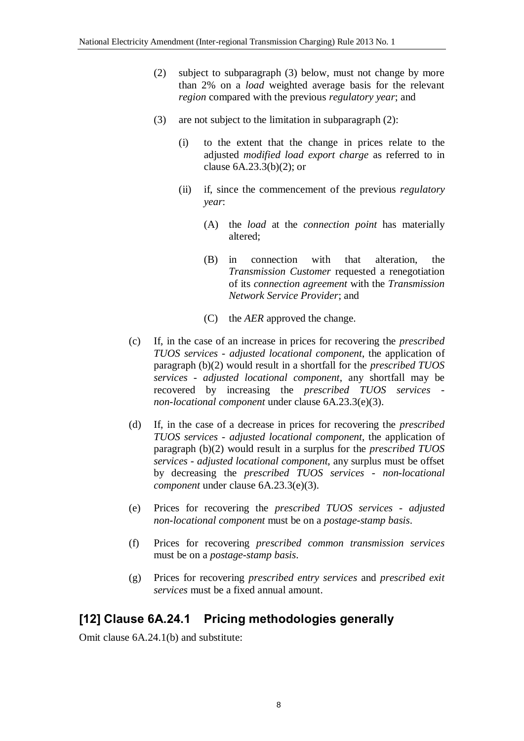(2) subject to subparagraph (3) below, must not change by more than 2% on a *load* weighted average basis for the relevant *region* compared with the previous *regulatory year*; and

(3) are not subject to the limitation in subparagraph (2):

(i) to the extent that the change in prices relate to the adjusted *modified load export charge* as referred to in clause 6A.23.3(b)(2); or

(ii) if, since the commencement of the previous *regulatory year*:

(A) the *load* at the *connection point* has materially altered;

(B) in connection with that alteration, the *Transmission Customer* requested a renegotiation of its *connection agreement* with the *Transmission Network Service Provider*; and

(C) the *AER* approved the change.

(c) If, in the case of an increase in prices for recovering the *prescribed TUOS services - adjusted locational component*, the application of paragraph (b)(2) would result in a shortfall for the *prescribed TUOS services - adjusted locational component*, any shortfall may be recovered by increasing the *prescribed TUOS services - non-locational component* under clause 6A.23.3(e)(3).

(d) If, in the case of a decrease in prices for recovering the *prescribed TUOS services - adjusted locational component*, the application of paragraph (b)(2) would result in a surplus for the *prescribed TUOS services - adjusted locational component*, any surplus must be offset by decreasing the *prescribed TUOS services - non-locational component* under clause 6A.23.3(e)(3).

(e) Prices for recovering the *prescribed TUOS services - adjusted non-locational component* must be on a *postage-stamp basis*.

(f) Prices for recovering *prescribed common transmission services* must be on a *postage-stamp basis*.

(g) Prices for recovering *prescribed entry services* and *prescribed exit services* must be a fixed annual amount.

## [12] Clause 6A.24.1 Pricing methodologies generally

Omit clause 6A.24.1(b) and substitute: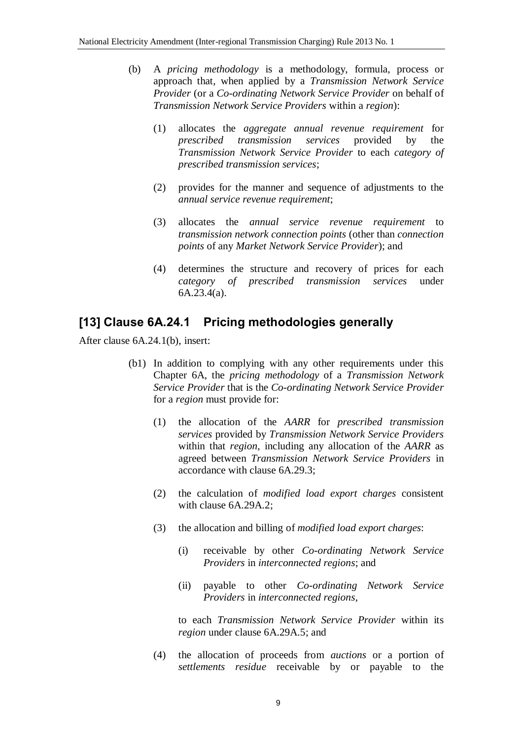(b) A *pricing methodology* is a methodology, formula, process or approach that, when applied by a *Transmission Network Service Provider* (or a *Co-ordinating Network Service Provider* on behalf of *Transmission Network Service Providers* within a *region*):

(1) allocates the *aggregate annual revenue requirement* for *prescribed transmission services* provided by the *Transmission Network Service Provider* to each *category of prescribed transmission services*;

(2) provides for the manner and sequence of adjustments to the *annual service revenue requirement*;

(3) allocates the *annual service revenue requirement* to *transmission network connection points* (other than *connection points* of any *Market Network Service Provider*); and

(4) determines the structure and recovery of prices for each *category of prescribed transmission services* under 6A.23.4(a).

## [13] Clause 6A.24.1 Pricing methodologies generally

After clause 6A.24.1(b), insert:

(b1) In addition to complying with any other requirements under this Chapter 6A, the *pricing methodology* of a *Transmission Network Service Provider* that is the *Co-ordinating Network Service Provider* for a *region* must provide for:

(1) the allocation of the *AARR* for *prescribed transmission services* provided by *Transmission Network Service Providers* within that *region*, including any allocation of the *AARR* as agreed between *Transmission Network Service Providers* in accordance with clause 6A.29.3;

(2) the calculation of *modified load export charges* consistent with clause 6A.29A.2;

(3) the allocation and billing of *modified load export charges*:

(i) receivable by other *Co-ordinating Network Service Providers* in *interconnected regions*; and

(ii) payable to other *Co-ordinating Network Service Providers* in *interconnected regions*,

to each *Transmission Network Service Provider* within its *region* under clause 6A.29A.5; and

(4) the allocation of proceeds from *auctions* or a portion of *settlements residue* receivable by or payable to the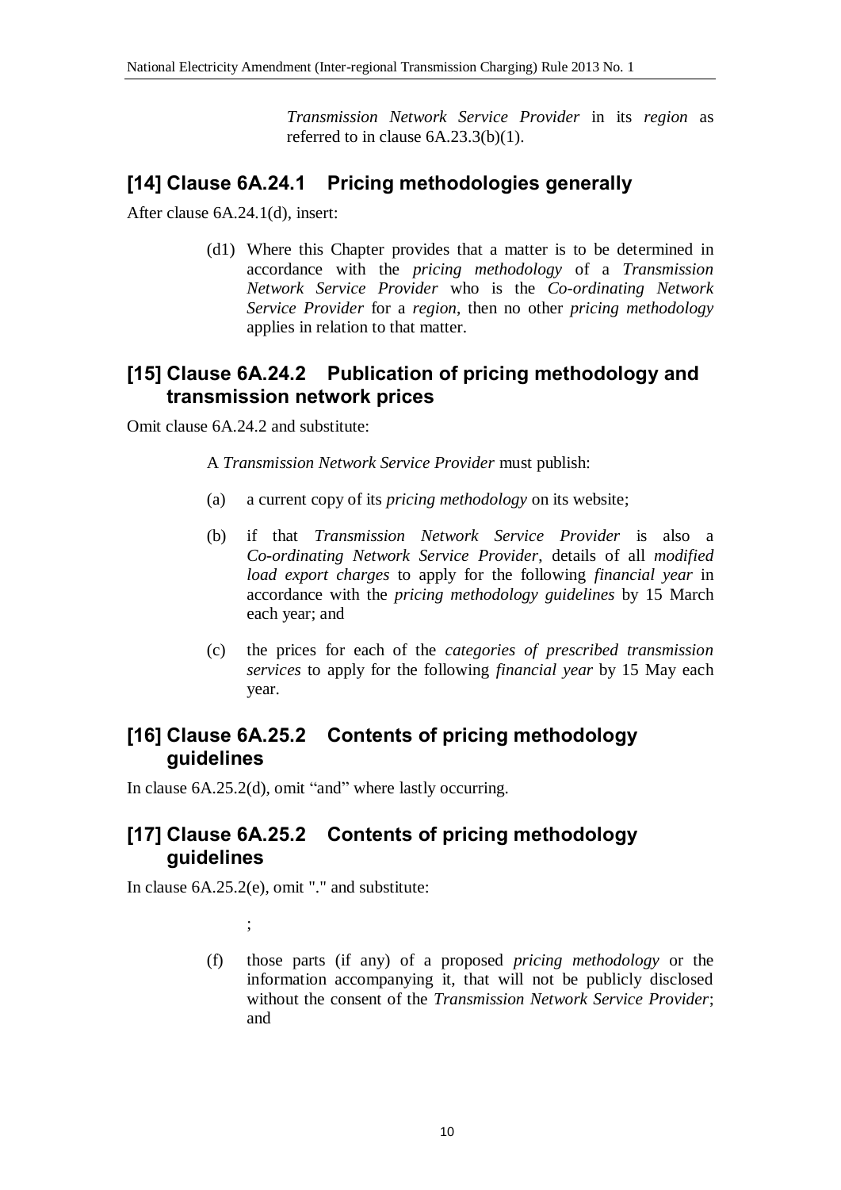*Transmission Network Service Provider* in its *region* as referred to in clause 6A.23.3(b)(1).

## [14] Clause 6A.24.1 Pricing methodologies generally

After clause 6A.24.1(d), insert:

> (d1) Where this Chapter provides that a matter is to be determined in accordance with the *pricing methodology* of a *Transmission Network Service Provider* who is the *Co-ordinating Network Service Provider* for a *region*, then no other *pricing methodology* applies in relation to that matter.

## [15] Clause 6A.24.2 Publication of pricing methodology and transmission network prices

Omit clause 6A.24.2 and substitute:

> A *Transmission Network Service Provider* must publish:
>
> (a) a current copy of its *pricing methodology* on its website;
>
> (b) if that *Transmission Network Service Provider* is also a *Co-ordinating Network Service Provider*, details of all *modified load export charges* to apply for the following *financial year* in accordance with the *pricing methodology guidelines* by 15 March each year; and
>
> (c) the prices for each of the *categories of prescribed transmission services* to apply for the following *financial year* by 15 May each year.

## [16] Clause 6A.25.2 Contents of pricing methodology guidelines

In clause 6A.25.2(d), omit "and" where lastly occurring.

## [17] Clause 6A.25.2 Contents of pricing methodology guidelines

In clause 6A.25.2(e), omit "." and substitute:

> ;
>
> (f) those parts (if any) of a proposed *pricing methodology* or the information accompanying it, that will not be publicly disclosed without the consent of the *Transmission Network Service Provider*; and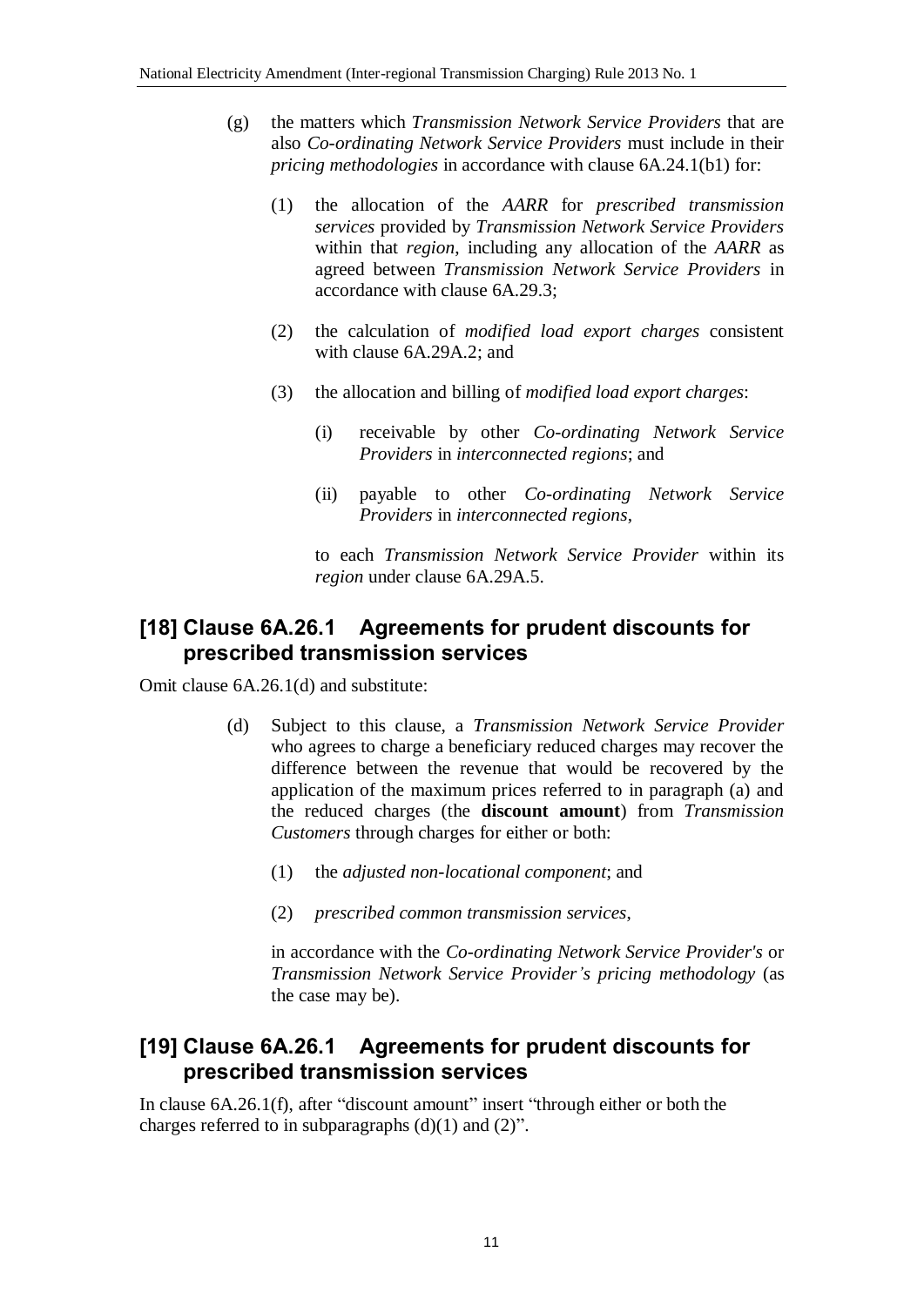(g) the matters which *Transmission Network Service Providers* that are also *Co-ordinating Network Service Providers* must include in their *pricing methodologies* in accordance with clause 6A.24.1(b1) for:

(1) the allocation of the *AARR* for *prescribed transmission services* provided by *Transmission Network Service Providers* within that *region*, including any allocation of the *AARR* as agreed between *Transmission Network Service Providers* in accordance with clause 6A.29.3;

(2) the calculation of *modified load export charges* consistent with clause 6A.29A.2; and

(3) the allocation and billing of *modified load export charges*:

(i) receivable by other *Co-ordinating Network Service Providers* in *interconnected regions*; and

(ii) payable to other *Co-ordinating Network Service Providers* in *interconnected regions*,

to each *Transmission Network Service Provider* within its *region* under clause 6A.29A.5.

## [18] Clause 6A.26.1 Agreements for prudent discounts for prescribed transmission services

Omit clause 6A.26.1(d) and substitute:

(d) Subject to this clause, a *Transmission Network Service Provider* who agrees to charge a beneficiary reduced charges may recover the difference between the revenue that would be recovered by the application of the maximum prices referred to in paragraph (a) and the reduced charges (the **discount amount**) from *Transmission Customers* through charges for either or both:

(1) the *adjusted non-locational component*; and

(2) *prescribed common transmission services*,

in accordance with the *Co-ordinating Network Service Provider's* or *Transmission Network Service Provider's pricing methodology* (as the case may be).

## [19] Clause 6A.26.1 Agreements for prudent discounts for prescribed transmission services

In clause 6A.26.1(f), after "discount amount" insert "through either or both the charges referred to in subparagraphs (d)(1) and (2)".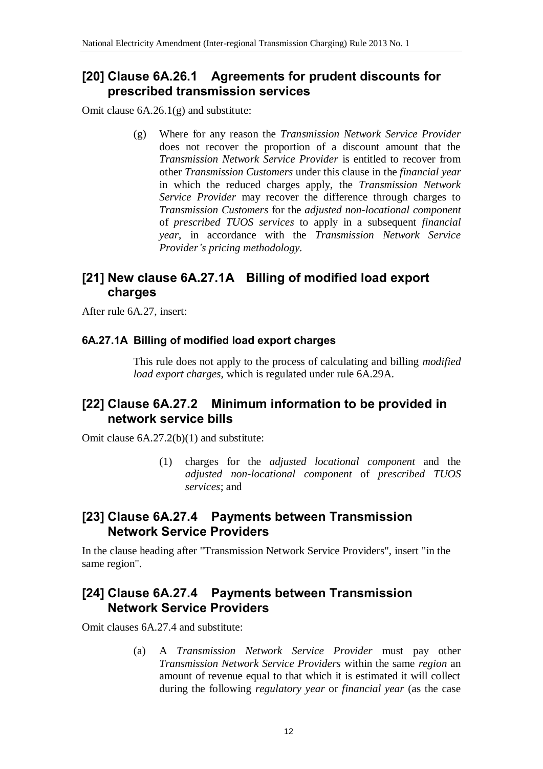## [20] Clause 6A.26.1 Agreements for prudent discounts for prescribed transmission services

Omit clause 6A.26.1(g) and substitute:

> (g) Where for any reason the *Transmission Network Service Provider* does not recover the proportion of a discount amount that the *Transmission Network Service Provider* is entitled to recover from other *Transmission Customers* under this clause in the *financial year* in which the reduced charges apply, the *Transmission Network Service Provider* may recover the difference through charges to *Transmission Customers* for the *adjusted non-locational component* of *prescribed TUOS services* to apply in a subsequent *financial year*, in accordance with the *Transmission Network Service Provider's pricing methodology*.

## [21] New clause 6A.27.1A Billing of modified load export charges

After rule 6A.27, insert:

### 6A.27.1A Billing of modified load export charges

> This rule does not apply to the process of calculating and billing *modified load export charges*, which is regulated under rule 6A.29A.

## [22] Clause 6A.27.2 Minimum information to be provided in network service bills

Omit clause 6A.27.2(b)(1) and substitute:

> (1) charges for the *adjusted locational component* and the *adjusted non-locational component* of *prescribed TUOS services*; and

## [23] Clause 6A.27.4 Payments between Transmission Network Service Providers

In the clause heading after "Transmission Network Service Providers", insert "in the same region".

## [24] Clause 6A.27.4 Payments between Transmission Network Service Providers

Omit clauses 6A.27.4 and substitute:

> (a) A *Transmission Network Service Provider* must pay other *Transmission Network Service Providers* within the same *region* an amount of revenue equal to that which it is estimated it will collect during the following *regulatory year* or *financial year* (as the case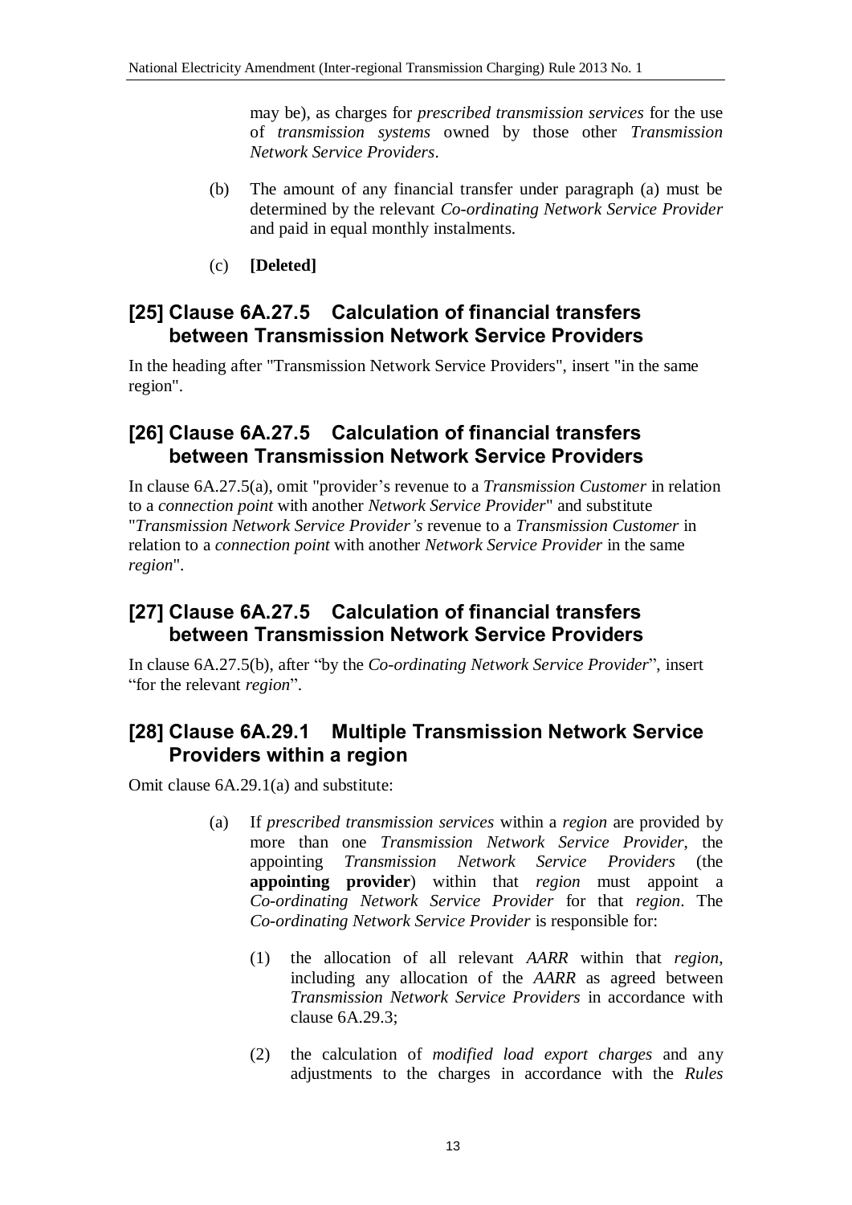may be), as charges for *prescribed transmission services* for the use of *transmission systems* owned by those other *Transmission Network Service Providers*.

(b) The amount of any financial transfer under paragraph (a) must be determined by the relevant *Co-ordinating Network Service Provider* and paid in equal monthly instalments.

(c) **[Deleted]**

## [25] Clause 6A.27.5 Calculation of financial transfers between Transmission Network Service Providers

In the heading after "Transmission Network Service Providers", insert "in the same region".

## [26] Clause 6A.27.5 Calculation of financial transfers between Transmission Network Service Providers

In clause 6A.27.5(a), omit "provider's revenue to a *Transmission Customer* in relation to a *connection point* with another *Network Service Provider*" and substitute "*Transmission Network Service Provider's* revenue to a *Transmission Customer* in relation to a *connection point* with another *Network Service Provider* in the same *region*".

## [27] Clause 6A.27.5 Calculation of financial transfers between Transmission Network Service Providers

In clause 6A.27.5(b), after "by the *Co-ordinating Network Service Provider*", insert "for the relevant *region*".

## [28] Clause 6A.29.1 Multiple Transmission Network Service Providers within a region

Omit clause 6A.29.1(a) and substitute:

(a) If *prescribed transmission services* within a *region* are provided by more than one *Transmission Network Service Provider*, the appointing *Transmission Network Service Providers* (the **appointing provider**) within that *region* must appoint a *Co-ordinating Network Service Provider* for that *region*. The *Co-ordinating Network Service Provider* is responsible for:

(1) the allocation of all relevant *AARR* within that *region*, including any allocation of the *AARR* as agreed between *Transmission Network Service Providers* in accordance with clause 6A.29.3;

(2) the calculation of *modified load export charges* and any adjustments to the charges in accordance with the *Rules*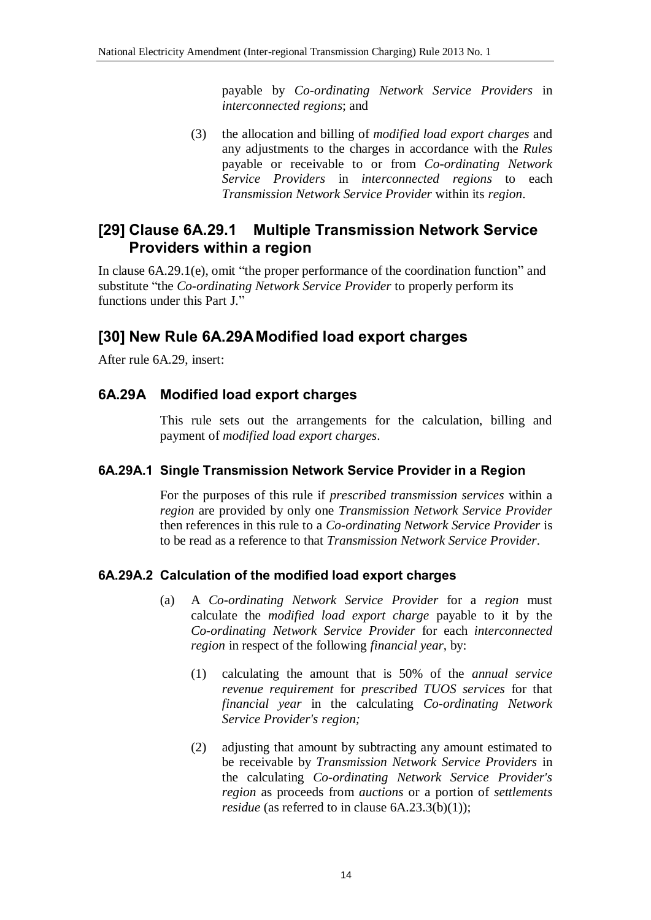payable by *Co-ordinating Network Service Providers* in *interconnected regions*; and

(3) the allocation and billing of *modified load export charges* and any adjustments to the charges in accordance with the *Rules* payable or receivable to or from *Co-ordinating Network Service Providers* in *interconnected regions* to each *Transmission Network Service Provider* within its *region*.

## [29] Clause 6A.29.1 Multiple Transmission Network Service Providers within a region

In clause 6A.29.1(e), omit "the proper performance of the coordination function" and substitute "the *Co-ordinating Network Service Provider* to properly perform its functions under this Part J."

## [30] New Rule 6A.29A Modified load export charges

After rule 6A.29, insert:

### 6A.29A Modified load export charges

This rule sets out the arrangements for the calculation, billing and payment of *modified load export charges*.

#### 6A.29A.1 Single Transmission Network Service Provider in a Region

For the purposes of this rule if *prescribed transmission services* within a *region* are provided by only one *Transmission Network Service Provider* then references in this rule to a *Co-ordinating Network Service Provider* is to be read as a reference to that *Transmission Network Service Provider*.

#### 6A.29A.2 Calculation of the modified load export charges

(a) A *Co-ordinating Network Service Provider* for a *region* must calculate the *modified load export charge* payable to it by the *Co-ordinating Network Service Provider* for each *interconnected region* in respect of the following *financial year*, by:

(1) calculating the amount that is 50% of the *annual service revenue requirement* for *prescribed TUOS services* for that *financial year* in the calculating *Co-ordinating Network Service Provider's region;*

(2) adjusting that amount by subtracting any amount estimated to be receivable by *Transmission Network Service Providers* in the calculating *Co-ordinating Network Service Provider's region* as proceeds from *auctions* or a portion of *settlements residue* (as referred to in clause 6A.23.3(b)(1));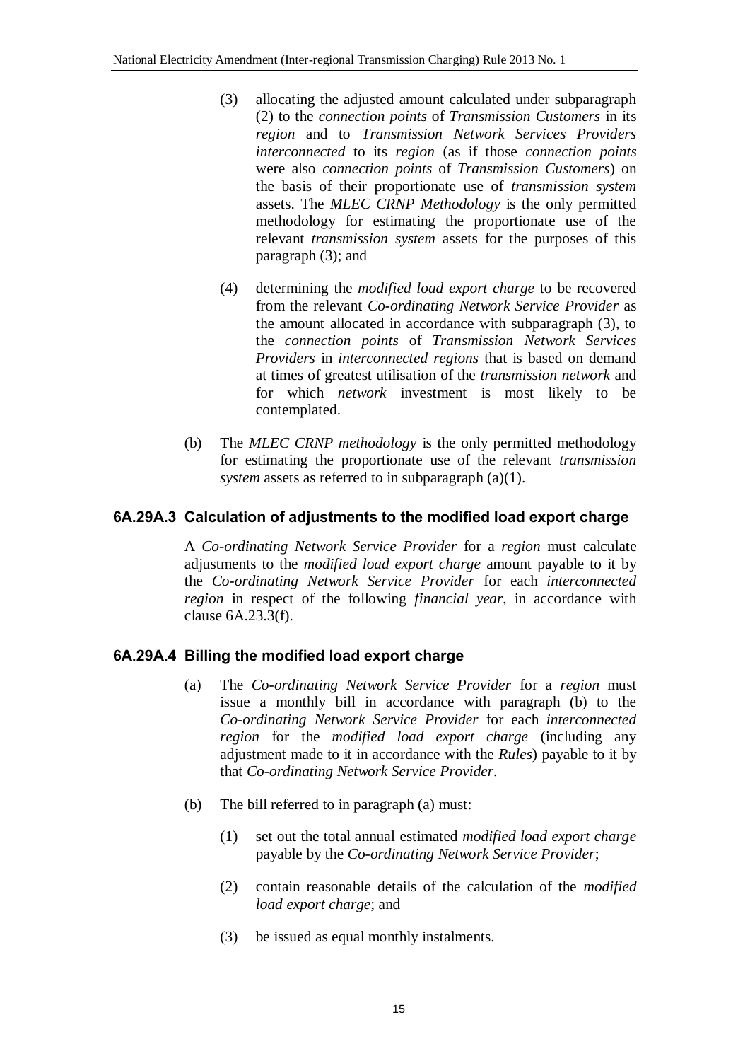(3) allocating the adjusted amount calculated under subparagraph (2) to the *connection points* of *Transmission Customers* in its *region* and to *Transmission Network Services Providers interconnected* to its *region* (as if those *connection points* were also *connection points* of *Transmission Customers*) on the basis of their proportionate use of *transmission system* assets. The *MLEC CRNP Methodology* is the only permitted methodology for estimating the proportionate use of the relevant *transmission system* assets for the purposes of this paragraph (3); and

(4) determining the *modified load export charge* to be recovered from the relevant *Co-ordinating Network Service Provider* as the amount allocated in accordance with subparagraph (3), to the *connection points* of *Transmission Network Services Providers* in *interconnected regions* that is based on demand at times of greatest utilisation of the *transmission network* and for which *network* investment is most likely to be contemplated.

(b) The *MLEC CRNP methodology* is the only permitted methodology for estimating the proportionate use of the relevant *transmission system* assets as referred to in subparagraph (a)(1).

### 6A.29A.3 Calculation of adjustments to the modified load export charge

A *Co-ordinating Network Service Provider* for a *region* must calculate adjustments to the *modified load export charge* amount payable to it by the *Co-ordinating Network Service Provider* for each *interconnected region* in respect of the following *financial year*, in accordance with clause 6A.23.3(f).

### 6A.29A.4 Billing the modified load export charge

(a) The *Co-ordinating Network Service Provider* for a *region* must issue a monthly bill in accordance with paragraph (b) to the *Co-ordinating Network Service Provider* for each *interconnected region* for the *modified load export charge* (including any adjustment made to it in accordance with the *Rules*) payable to it by that *Co-ordinating Network Service Provider*.

(b) The bill referred to in paragraph (a) must:

(1) set out the total annual estimated *modified load export charge* payable by the *Co-ordinating Network Service Provider*;

(2) contain reasonable details of the calculation of the *modified load export charge*; and

(3) be issued as equal monthly instalments.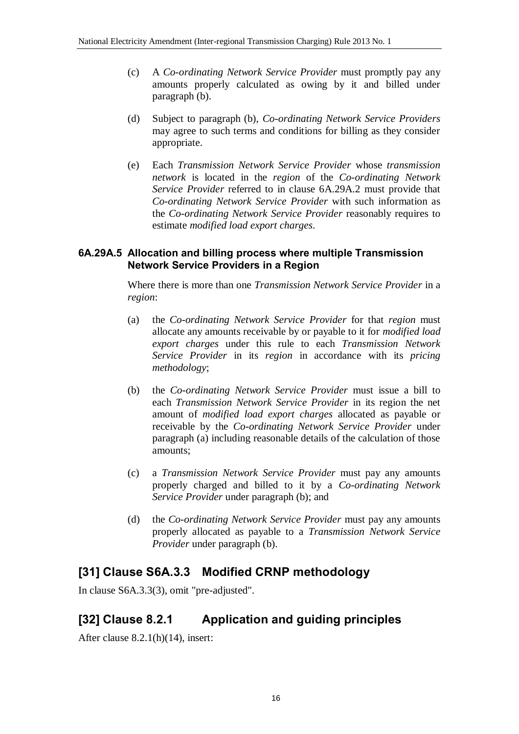(c) A *Co-ordinating Network Service Provider* must promptly pay any amounts properly calculated as owing by it and billed under paragraph (b).

(d) Subject to paragraph (b), *Co-ordinating Network Service Providers* may agree to such terms and conditions for billing as they consider appropriate.

(e) Each *Transmission Network Service Provider* whose *transmission network* is located in the *region* of the *Co-ordinating Network Service Provider* referred to in clause 6A.29A.2 must provide that *Co-ordinating Network Service Provider* with such information as the *Co-ordinating Network Service Provider* reasonably requires to estimate *modified load export charges*.

#### 6A.29A.5 Allocation and billing process where multiple Transmission Network Service Providers in a Region

Where there is more than one *Transmission Network Service Provider* in a *region*:

(a) the *Co-ordinating Network Service Provider* for that *region* must allocate any amounts receivable by or payable to it for *modified load export charges* under this rule to each *Transmission Network Service Provider* in its *region* in accordance with its *pricing methodology*;

(b) the *Co-ordinating Network Service Provider* must issue a bill to each *Transmission Network Service Provider* in its region the net amount of *modified load export charges* allocated as payable or receivable by the *Co-ordinating Network Service Provider* under paragraph (a) including reasonable details of the calculation of those amounts;

(c) a *Transmission Network Service Provider* must pay any amounts properly charged and billed to it by a *Co-ordinating Network Service Provider* under paragraph (b); and

(d) the *Co-ordinating Network Service Provider* must pay any amounts properly allocated as payable to a *Transmission Network Service Provider* under paragraph (b).

## [31] Clause S6A.3.3 Modified CRNP methodology

In clause S6A.3.3(3), omit "pre-adjusted".

## [32] Clause 8.2.1 Application and guiding principles

After clause 8.2.1(h)(14), insert: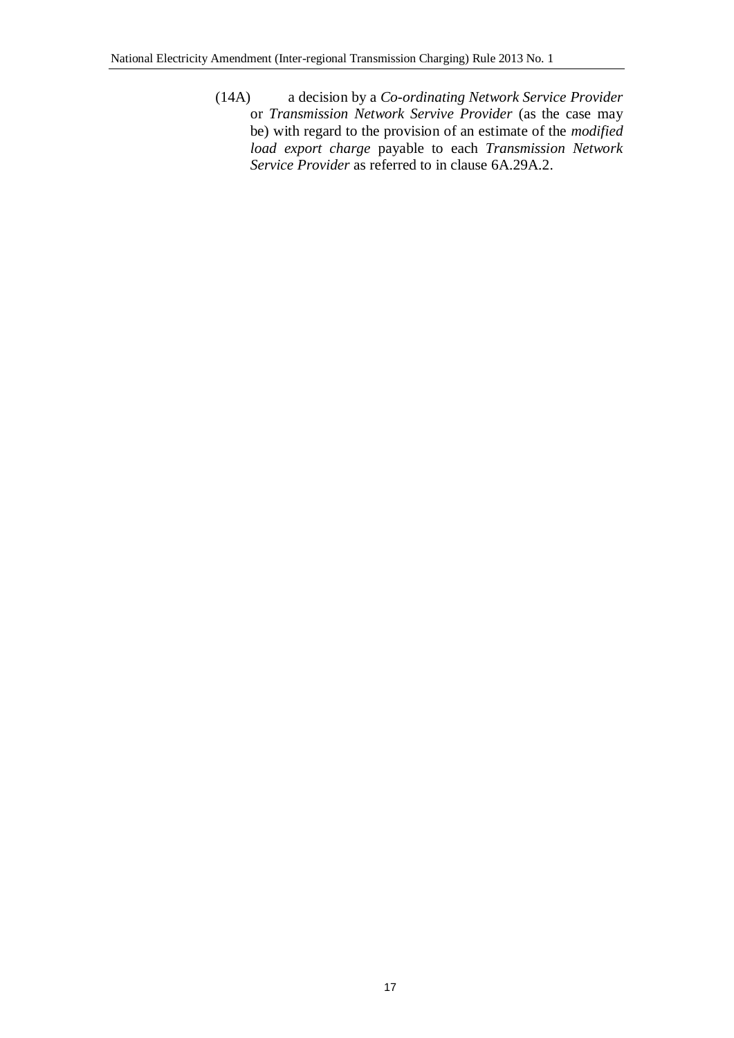(14A) a decision by a *Co-ordinating Network Service Provider* or *Transmission Network Servive Provider* (as the case may be) with regard to the provision of an estimate of the *modified load export charge* payable to each *Transmission Network Service Provider* as referred to in clause 6A.29A.2.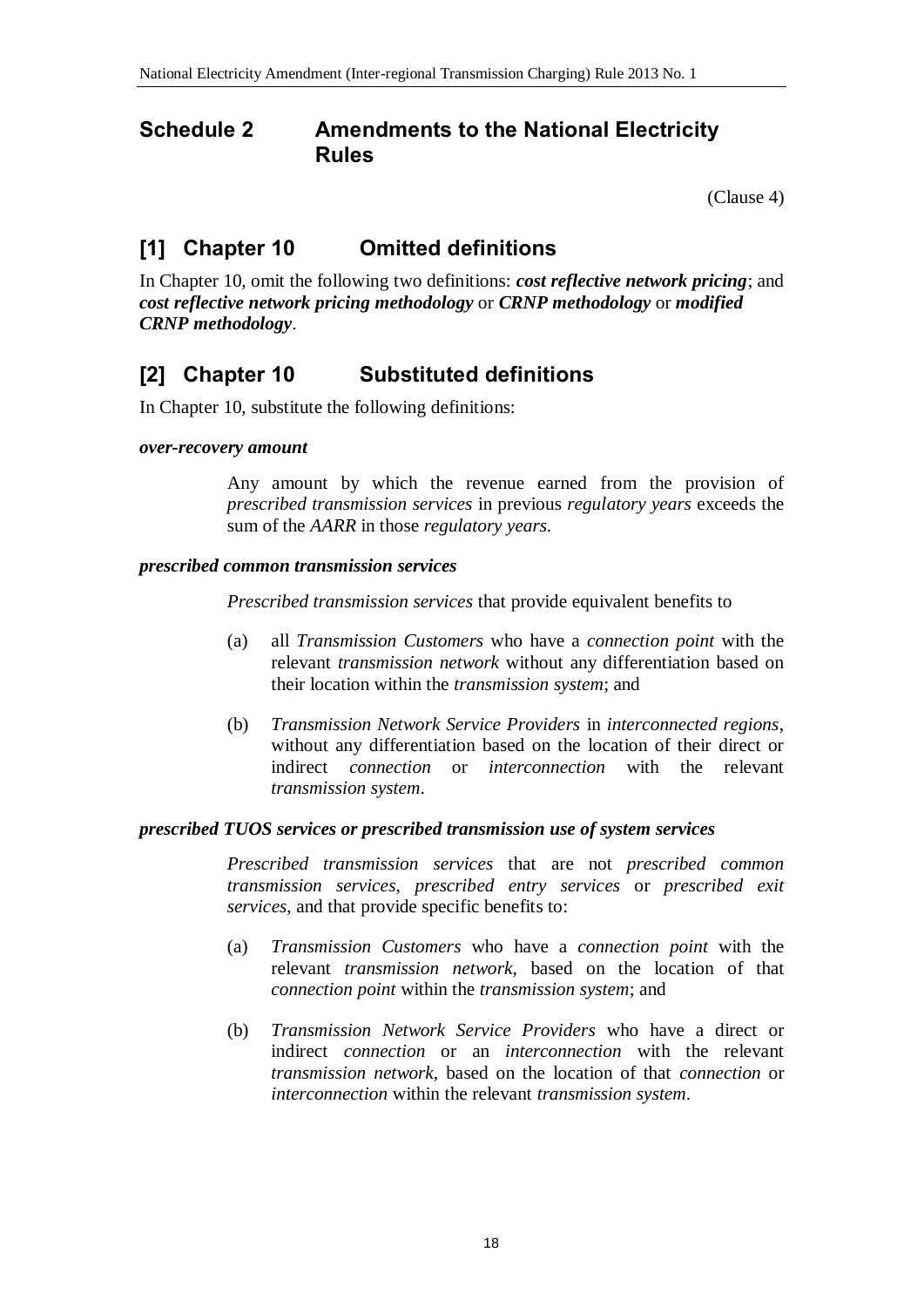## Schedule 2 Amendments to the National Electricity Rules

(Clause 4)

### [1] Chapter 10 Omitted definitions

In Chapter 10, omit the following two definitions: ***cost reflective network pricing***; and ***cost reflective network pricing methodology*** or ***CRNP methodology*** or ***modified CRNP methodology***.

### [2] Chapter 10 Substituted definitions

In Chapter 10, substitute the following definitions:

***over-recovery amount***

Any amount by which the revenue earned from the provision of *prescribed transmission services* in previous *regulatory years* exceeds the sum of the *AARR* in those *regulatory years*.

***prescribed common transmission services***

*Prescribed transmission services* that provide equivalent benefits to

(a) all *Transmission Customers* who have a *connection point* with the relevant *transmission network* without any differentiation based on their location within the *transmission system*; and

(b) *Transmission Network Service Providers* in *interconnected regions*, without any differentiation based on the location of their direct or indirect *connection* or *interconnection* with the relevant *transmission system*.

***prescribed TUOS services or prescribed transmission use of system services***

*Prescribed transmission services* that are not *prescribed common transmission services*, *prescribed entry services* or *prescribed exit services*, and that provide specific benefits to:

(a) *Transmission Customers* who have a *connection point* with the relevant *transmission network*, based on the location of that *connection point* within the *transmission system*; and

(b) *Transmission Network Service Providers* who have a direct or indirect *connection* or an *interconnection* with the relevant *transmission network*, based on the location of that *connection* or *interconnection* within the relevant *transmission system*.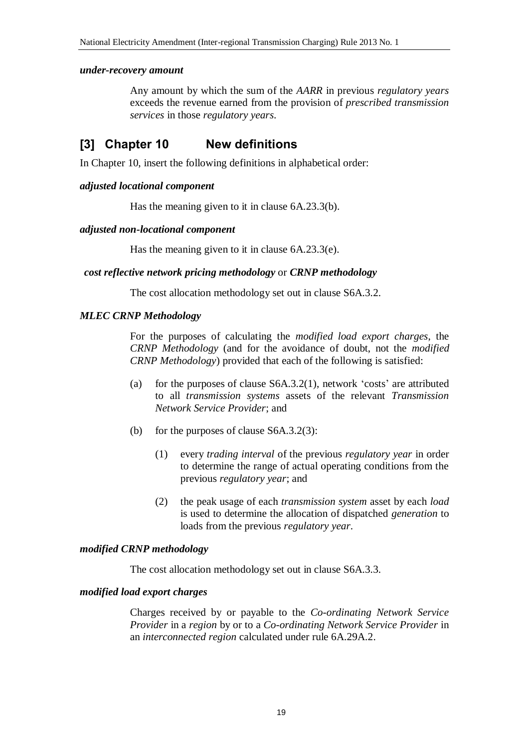***under-recovery amount***

Any amount by which the sum of the *AARR* in previous *regulatory years* exceeds the revenue earned from the provision of *prescribed transmission services* in those *regulatory years*.

## [3] Chapter 10 New definitions

In Chapter 10, insert the following definitions in alphabetical order:

***adjusted locational component***

Has the meaning given to it in clause 6A.23.3(b).

***adjusted non-locational component***

Has the meaning given to it in clause 6A.23.3(e).

***cost reflective network pricing methodology*** or ***CRNP methodology***

The cost allocation methodology set out in clause S6A.3.2.

***MLEC CRNP Methodology***

For the purposes of calculating the *modified load export charges*, the *CRNP Methodology* (and for the avoidance of doubt, not the *modified CRNP Methodology*) provided that each of the following is satisfied:

(a) for the purposes of clause S6A.3.2(1), network 'costs' are attributed to all *transmission systems* assets of the relevant *Transmission Network Service Provider*; and

(b) for the purposes of clause S6A.3.2(3):

(1) every *trading interval* of the previous *regulatory year* in order to determine the range of actual operating conditions from the previous *regulatory year*; and

(2) the peak usage of each *transmission system* asset by each *load* is used to determine the allocation of dispatched *generation* to loads from the previous *regulatory year*.

***modified CRNP methodology***

The cost allocation methodology set out in clause S6A.3.3.

***modified load export charges***

Charges received by or payable to the *Co-ordinating Network Service Provider* in a *region* by or to a *Co-ordinating Network Service Provider* in an *interconnected region* calculated under rule 6A.29A.2.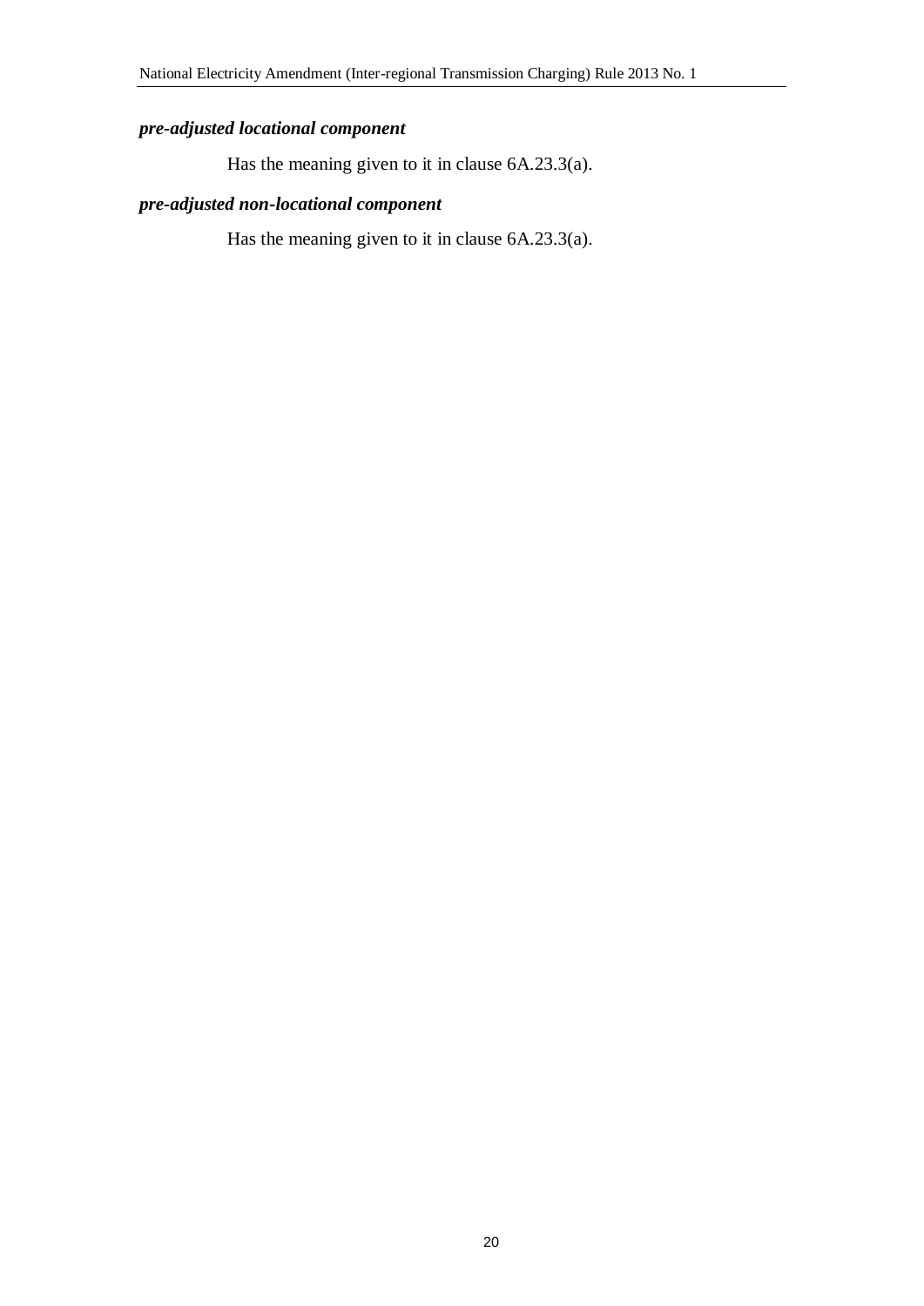***pre-adjusted locational component***

Has the meaning given to it in clause 6A.23.3(a).

***pre-adjusted non-locational component***

Has the meaning given to it in clause 6A.23.3(a).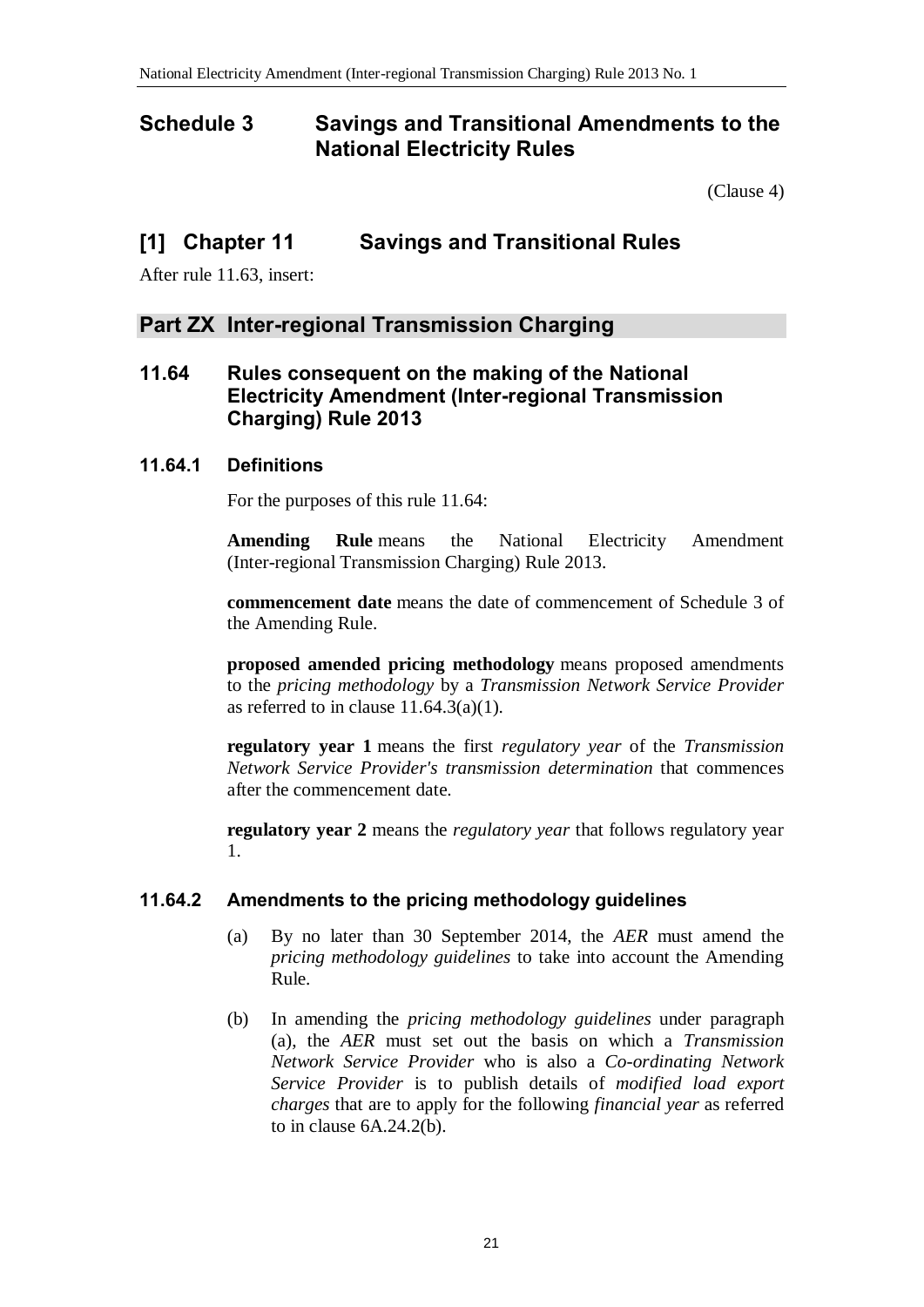# Schedule 3 Savings and Transitional Amendments to the National Electricity Rules

(Clause 4)

## [1] Chapter 11 Savings and Transitional Rules

After rule 11.63, insert:

## Part ZX Inter-regional Transmission Charging

### 11.64 Rules consequent on the making of the National Electricity Amendment (Inter-regional Transmission Charging) Rule 2013

#### 11.64.1 Definitions

For the purposes of this rule 11.64:

**Amending Rule** means the National Electricity Amendment (Inter-regional Transmission Charging) Rule 2013.

**commencement date** means the date of commencement of Schedule 3 of the Amending Rule.

**proposed amended pricing methodology** means proposed amendments to the *pricing methodology* by a *Transmission Network Service Provider* as referred to in clause 11.64.3(a)(1).

**regulatory year 1** means the first *regulatory year* of the *Transmission Network Service Provider's transmission determination* that commences after the commencement date.

**regulatory year 2** means the *regulatory year* that follows regulatory year 1.

#### 11.64.2 Amendments to the pricing methodology guidelines

(a) By no later than 30 September 2014, the *AER* must amend the *pricing methodology guidelines* to take into account the Amending Rule.

(b) In amending the *pricing methodology guidelines* under paragraph (a), the *AER* must set out the basis on which a *Transmission Network Service Provider* who is also a *Co-ordinating Network Service Provider* is to publish details of *modified load export charges* that are to apply for the following *financial year* as referred to in clause 6A.24.2(b).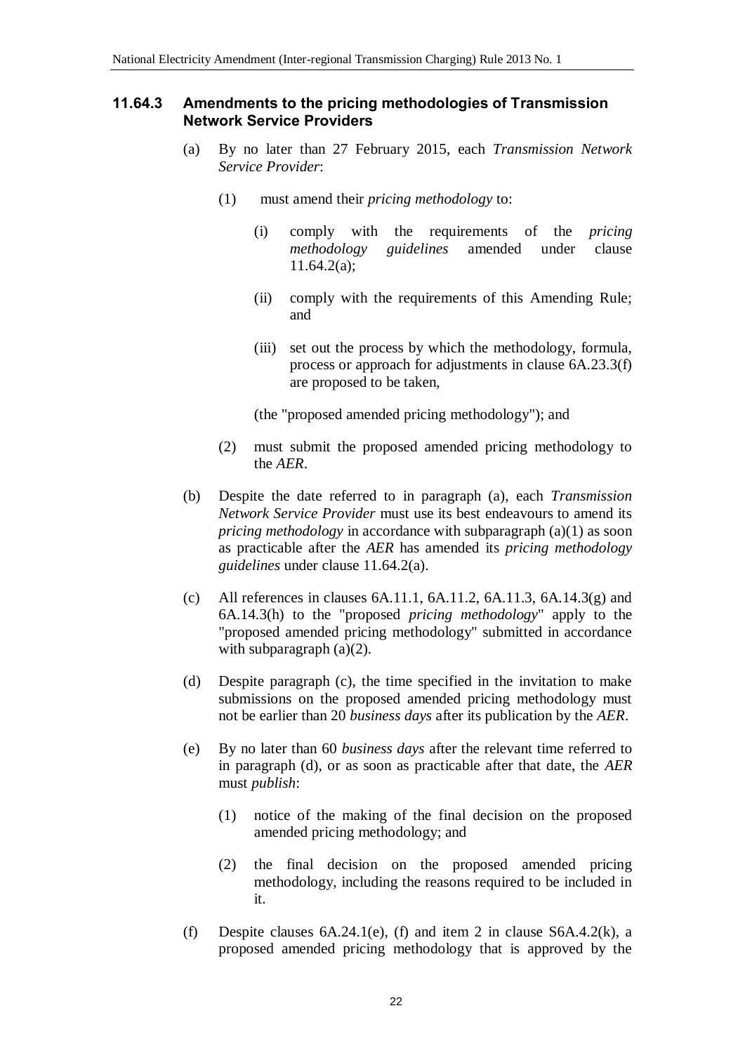### 11.64.3 Amendments to the pricing methodologies of Transmission Network Service Providers

(a) By no later than 27 February 2015, each *Transmission Network Service Provider*:

  (1) must amend their *pricing methodology* to:

    (i) comply with the requirements of the *pricing methodology guidelines* amended under clause 11.64.2(a);

    (ii) comply with the requirements of this Amending Rule; and

    (iii) set out the process by which the methodology, formula, process or approach for adjustments in clause 6A.23.3(f) are proposed to be taken,

  (the "proposed amended pricing methodology"); and

  (2) must submit the proposed amended pricing methodology to the *AER*.

(b) Despite the date referred to in paragraph (a), each *Transmission Network Service Provider* must use its best endeavours to amend its *pricing methodology* in accordance with subparagraph (a)(1) as soon as practicable after the *AER* has amended its *pricing methodology guidelines* under clause 11.64.2(a).

(c) All references in clauses 6A.11.1, 6A.11.2, 6A.11.3, 6A.14.3(g) and 6A.14.3(h) to the "proposed *pricing methodology*" apply to the "proposed amended pricing methodology" submitted in accordance with subparagraph (a)(2).

(d) Despite paragraph (c), the time specified in the invitation to make submissions on the proposed amended pricing methodology must not be earlier than 20 *business days* after its publication by the *AER*.

(e) By no later than 60 *business days* after the relevant time referred to in paragraph (d), or as soon as practicable after that date, the *AER* must *publish*:

  (1) notice of the making of the final decision on the proposed amended pricing methodology; and

  (2) the final decision on the proposed amended pricing methodology, including the reasons required to be included in it.

(f) Despite clauses 6A.24.1(e), (f) and item 2 in clause S6A.4.2(k), a proposed amended pricing methodology that is approved by the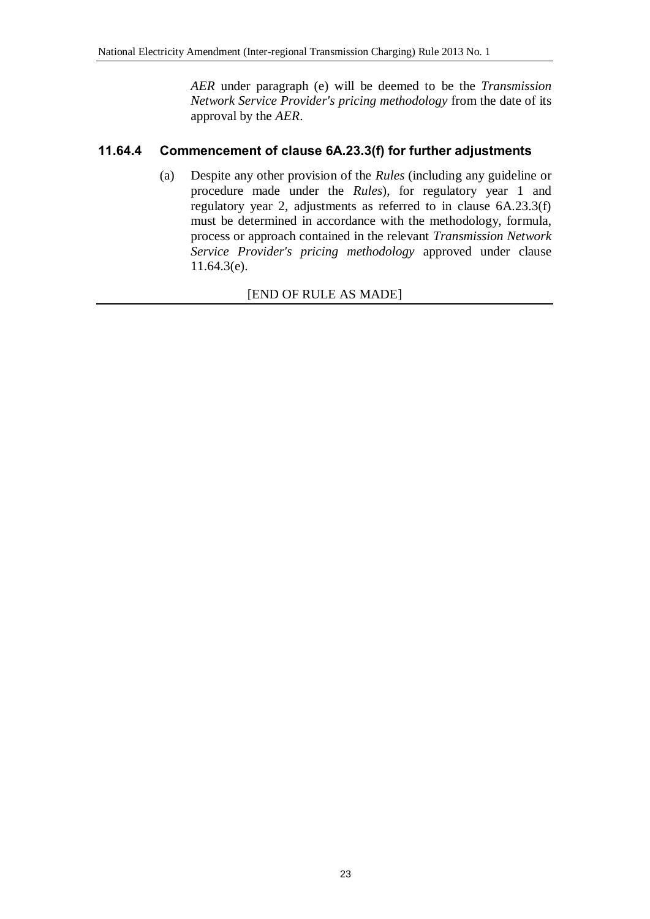*AER* under paragraph (e) will be deemed to be the *Transmission Network Service Provider's pricing methodology* from the date of its approval by the *AER*.

### 11.64.4 Commencement of clause 6A.23.3(f) for further adjustments

(a) Despite any other provision of the *Rules* (including any guideline or procedure made under the *Rules*), for regulatory year 1 and regulatory year 2, adjustments as referred to in clause 6A.23.3(f) must be determined in accordance with the methodology, formula, process or approach contained in the relevant *Transmission Network Service Provider's pricing methodology* approved under clause 11.64.3(e).

[END OF RULE AS MADE]